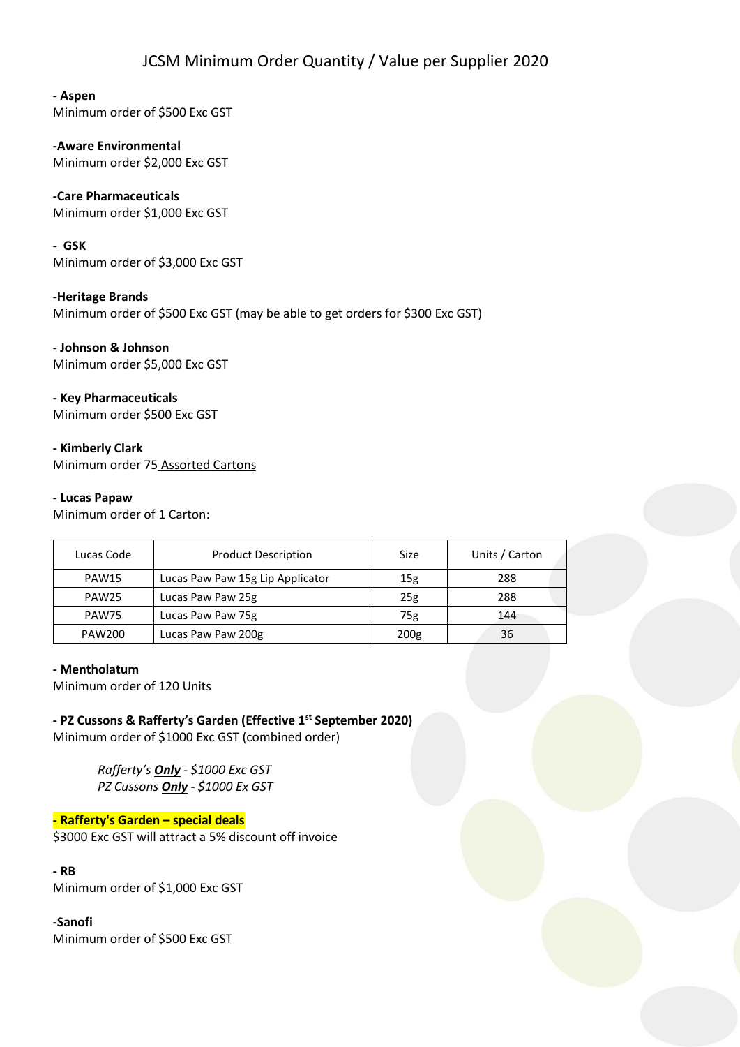# JCSM Minimum Order Quantity / Value per Supplier 2020

**- Aspen**
Minimum order of $500 Exc GST

**-Aware Environmental**
Minimum order $2,000 Exc GST

**-Care Pharmaceuticals**
Minimum order $1,000 Exc GST

**- GSK**
Minimum order of $3,000 Exc GST

**-Heritage Brands**
Minimum order of $500 Exc GST (may be able to get orders for $300 Exc GST)

**- Johnson & Johnson**
Minimum order $5,000 Exc GST

**- Key Pharmaceuticals**
Minimum order $500 Exc GST

**- Kimberly Clark**
Minimum order 75 <u>Assorted Cartons</u>

**- Lucas Papaw**
Minimum order of 1 Carton:

| Lucas Code | Product Description | Size | Units / Carton |
|---|---|---|---|
| PAW15 | Lucas Paw Paw 15g Lip Applicator | 15g | 288 |
| PAW25 | Lucas Paw Paw 25g | 25g | 288 |
| PAW75 | Lucas Paw Paw 75g | 75g | 144 |
| PAW200 | Lucas Paw Paw 200g | 200g | 36 |

**- Mentholatum**
Minimum order of 120 Units

**- PZ Cussons & Rafferty's Garden (Effective 1st September 2020)**
Minimum order of $1000 Exc GST (combined order)

> *Rafferty's **<u>Only</u>** - $1000 Exc GST*
> *PZ Cussons **<u>Only</u>** - $1000 Ex GST*

**- Rafferty's Garden – special deals**
$3000 Exc GST will attract a 5% discount off invoice

**- RB**
Minimum order of $1,000 Exc GST

**-Sanofi**
Minimum order of $500 Exc GST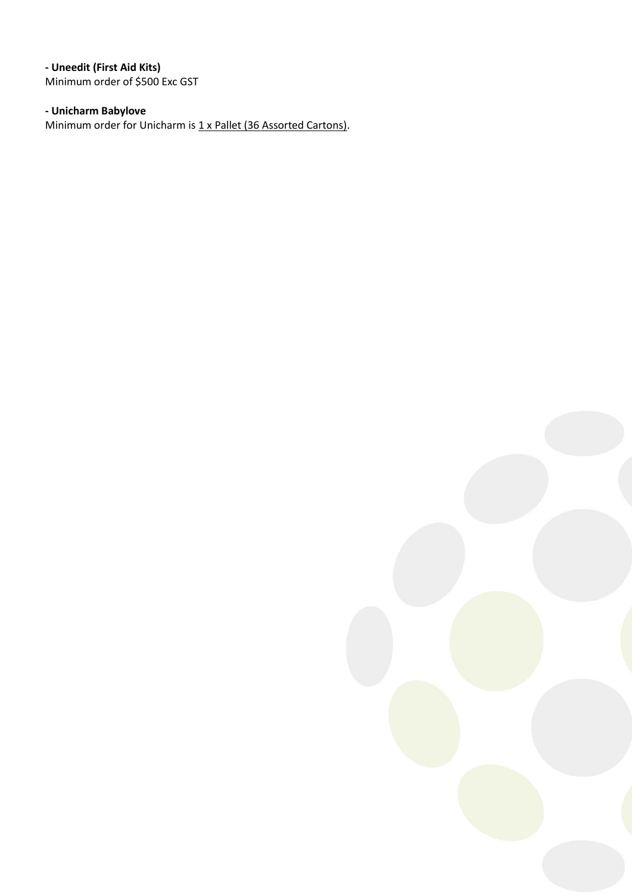**- Uneedit (First Aid Kits)**
Minimum order of $500 Exc GST

**- Unicharm Babylove**
Minimum order for Unicharm is 1 x Pallet (36 Assorted Cartons).